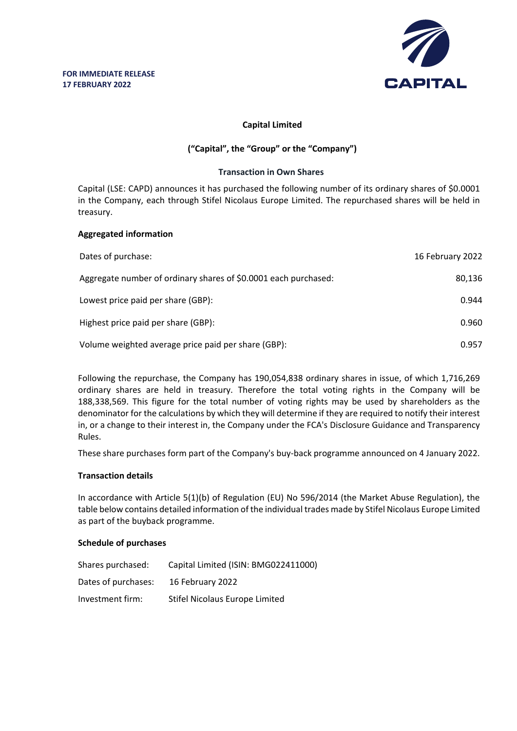**FOR IMMEDIATE RELEASE**
**17 FEBRUARY 2022**

CAPITAL

**Capital Limited**

**("Capital", the "Group" or the "Company")**

**Transaction in Own Shares**

Capital (LSE: CAPD) announces it has purchased the following number of its ordinary shares of $0.0001 in the Company, each through Stifel Nicolaus Europe Limited. The repurchased shares will be held in treasury.

**Aggregated information**

| | |
|---|---|
| Dates of purchase: | 16 February 2022 |
| Aggregate number of ordinary shares of $0.0001 each purchased: | 80,136 |
| Lowest price paid per share (GBP): | 0.944 |
| Highest price paid per share (GBP): | 0.960 |
| Volume weighted average price paid per share (GBP): | 0.957 |

Following the repurchase, the Company has 190,054,838 ordinary shares in issue, of which 1,716,269 ordinary shares are held in treasury. Therefore the total voting rights in the Company will be 188,338,569. This figure for the total number of voting rights may be used by shareholders as the denominator for the calculations by which they will determine if they are required to notify their interest in, or a change to their interest in, the Company under the FCA's Disclosure Guidance and Transparency Rules.

These share purchases form part of the Company's buy-back programme announced on 4 January 2022.

**Transaction details**

In accordance with Article 5(1)(b) of Regulation (EU) No 596/2014 (the Market Abuse Regulation), the table below contains detailed information of the individual trades made by Stifel Nicolaus Europe Limited as part of the buyback programme.

**Schedule of purchases**

| | |
|---|---|
| Shares purchased: | Capital Limited (ISIN: BMG022411000) |
| Dates of purchases: | 16 February 2022 |
| Investment firm: | Stifel Nicolaus Europe Limited |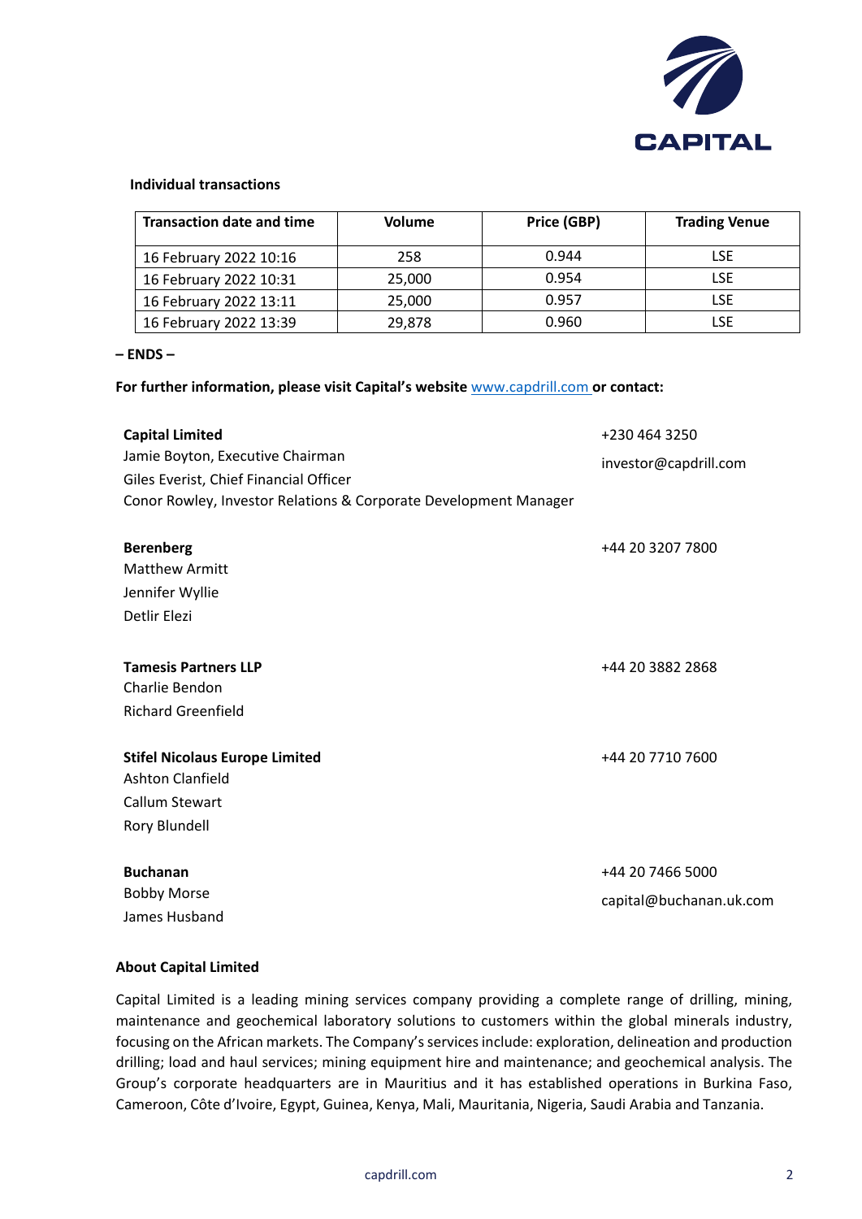**Individual transactions**

| Transaction date and time | Volume | Price (GBP) | Trading Venue |
|---|---|---|---|
| 16 February 2022 10:16 | 258 | 0.944 | LSE |
| 16 February 2022 10:31 | 25,000 | 0.954 | LSE |
| 16 February 2022 13:11 | 25,000 | 0.957 | LSE |
| 16 February 2022 13:39 | 29,878 | 0.960 | LSE |

**– ENDS –**

**For further information, please visit Capital's website** www.capdrill.com **or contact:**

**Capital Limited**
Jamie Boyton, Executive Chairman
Giles Everist, Chief Financial Officer
Conor Rowley, Investor Relations & Corporate Development Manager
+230 464 3250
investor@capdrill.com

**Berenberg**
Matthew Armitt
Jennifer Wyllie
Detlir Elezi
+44 20 3207 7800

**Tamesis Partners LLP**
Charlie Bendon
Richard Greenfield
+44 20 3882 2868

**Stifel Nicolaus Europe Limited**
Ashton Clanfield
Callum Stewart
Rory Blundell
+44 20 7710 7600

**Buchanan**
Bobby Morse
James Husband
+44 20 7466 5000
capital@buchanan.uk.com

**About Capital Limited**

Capital Limited is a leading mining services company providing a complete range of drilling, mining, maintenance and geochemical laboratory solutions to customers within the global minerals industry, focusing on the African markets. The Company's services include: exploration, delineation and production drilling; load and haul services; mining equipment hire and maintenance; and geochemical analysis. The Group's corporate headquarters are in Mauritius and it has established operations in Burkina Faso, Cameroon, Côte d'Ivoire, Egypt, Guinea, Kenya, Mali, Mauritania, Nigeria, Saudi Arabia and Tanzania.